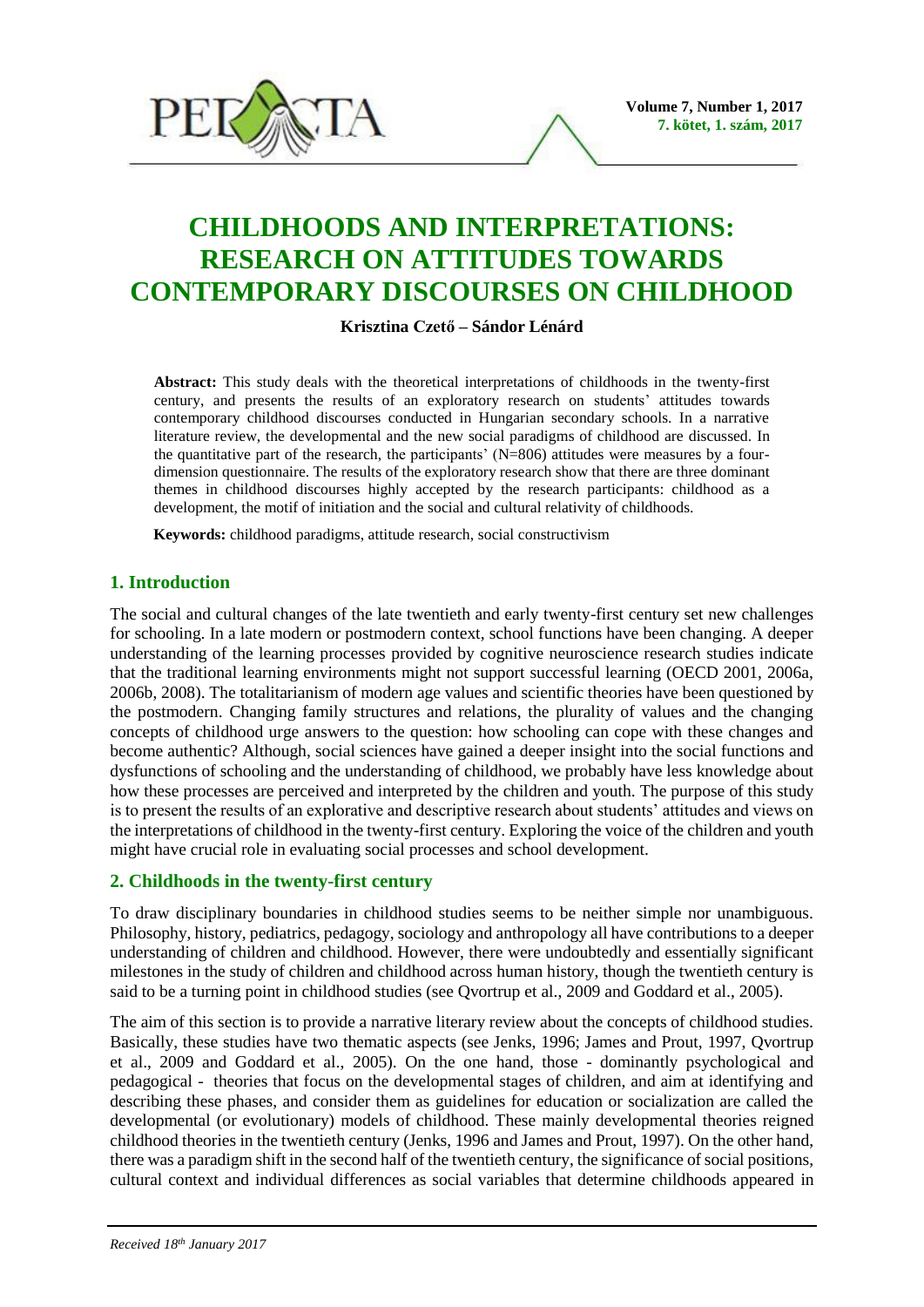# CHILDHOODS AND INTERPRETATIONS: RESEARCH ON ATTITUDES TOWARDS CONTEMPORARY DISCOURSES ON CHILDHOOD

**Krisztina Czető – Sándor Lénárd**

**Abstract:** This study deals with the theoretical interpretations of childhoods in the twenty-first century, and presents the results of an exploratory research on students' attitudes towards contemporary childhood discourses conducted in Hungarian secondary schools. In a narrative literature review, the developmental and the new social paradigms of childhood are discussed. In the quantitative part of the research, the participants' (N=806) attitudes were measures by a four-dimension questionnaire. The results of the exploratory research show that there are three dominant themes in childhood discourses highly accepted by the research participants: childhood as a development, the motif of initiation and the social and cultural relativity of childhoods.

**Keywords:** childhood paradigms, attitude research, social constructivism

## 1. Introduction

The social and cultural changes of the late twentieth and early twenty-first century set new challenges for schooling. In a late modern or postmodern context, school functions have been changing. A deeper understanding of the learning processes provided by cognitive neuroscience research studies indicate that the traditional learning environments might not support successful learning (OECD 2001, 2006a, 2006b, 2008). The totalitarianism of modern age values and scientific theories have been questioned by the postmodern. Changing family structures and relations, the plurality of values and the changing concepts of childhood urge answers to the question: how schooling can cope with these changes and become authentic? Although, social sciences have gained a deeper insight into the social functions and dysfunctions of schooling and the understanding of childhood, we probably have less knowledge about how these processes are perceived and interpreted by the children and youth. The purpose of this study is to present the results of an explorative and descriptive research about students' attitudes and views on the interpretations of childhood in the twenty-first century. Exploring the voice of the children and youth might have crucial role in evaluating social processes and school development.

## 2. Childhoods in the twenty-first century

To draw disciplinary boundaries in childhood studies seems to be neither simple nor unambiguous. Philosophy, history, pediatrics, pedagogy, sociology and anthropology all have contributions to a deeper understanding of children and childhood. However, there were undoubtedly and essentially significant milestones in the study of children and childhood across human history, though the twentieth century is said to be a turning point in childhood studies (see Qvortrup et al., 2009 and Goddard et al., 2005).

The aim of this section is to provide a narrative literary review about the concepts of childhood studies. Basically, these studies have two thematic aspects (see Jenks, 1996; James and Prout, 1997, Qvortrup et al., 2009 and Goddard et al., 2005). On the one hand, those - dominantly psychological and pedagogical - theories that focus on the developmental stages of children, and aim at identifying and describing these phases, and consider them as guidelines for education or socialization are called the developmental (or evolutionary) models of childhood. These mainly developmental theories reigned childhood theories in the twentieth century (Jenks, 1996 and James and Prout, 1997). On the other hand, there was a paradigm shift in the second half of the twentieth century, the significance of social positions, cultural context and individual differences as social variables that determine childhoods appeared in

*Received 18th January 2017*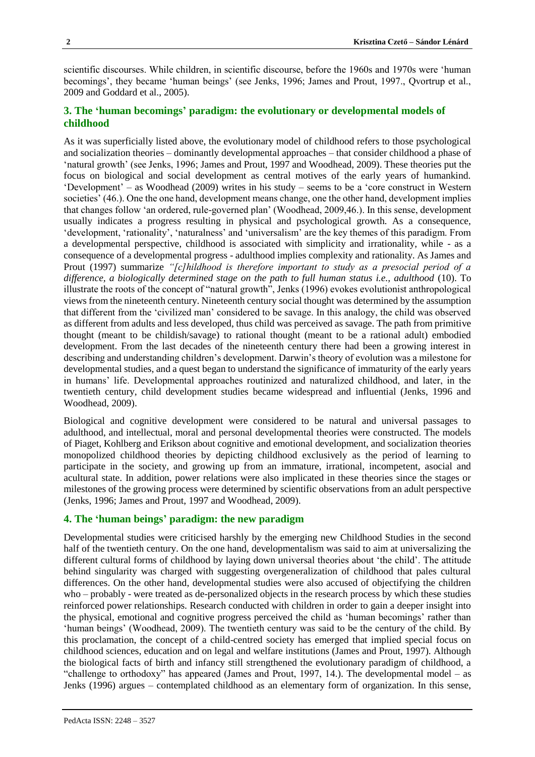scientific discourses. While children, in scientific discourse, before the 1960s and 1970s were 'human becomings', they became 'human beings' (see Jenks, 1996; James and Prout, 1997., Qvortrup et al., 2009 and Goddard et al., 2005).

## 3. The 'human becomings' paradigm: the evolutionary or developmental models of childhood

As it was superficially listed above, the evolutionary model of childhood refers to those psychological and socialization theories – dominantly developmental approaches – that consider childhood a phase of 'natural growth' (see Jenks, 1996; James and Prout, 1997 and Woodhead, 2009). These theories put the focus on biological and social development as central motives of the early years of humankind. 'Development' – as Woodhead (2009) writes in his study – seems to be a 'core construct in Western societies' (46.). One the one hand, development means change, one the other hand, development implies that changes follow 'an ordered, rule-governed plan' (Woodhead, 2009,46.). In this sense, development usually indicates a progress resulting in physical and psychological growth. As a consequence, 'development, 'rationality', 'naturalness' and 'universalism' are the key themes of this paradigm. From a developmental perspective, childhood is associated with simplicity and irrationality, while - as a consequence of a developmental progress - adulthood implies complexity and rationality. As James and Prout (1997) summarize *"[c]hildhood is therefore important to study as a presocial period of a difference, a biologically determined stage on the path to full human status i.e., adulthood* (10). To illustrate the roots of the concept of "natural growth", Jenks (1996) evokes evolutionist anthropological views from the nineteenth century. Nineteenth century social thought was determined by the assumption that different from the 'civilized man' considered to be savage. In this analogy, the child was observed as different from adults and less developed, thus child was perceived as savage. The path from primitive thought (meant to be childish/savage) to rational thought (meant to be a rational adult) embodied development. From the last decades of the nineteenth century there had been a growing interest in describing and understanding children's development. Darwin's theory of evolution was a milestone for developmental studies, and a quest began to understand the significance of immaturity of the early years in humans' life. Developmental approaches routinized and naturalized childhood, and later, in the twentieth century, child development studies became widespread and influential (Jenks, 1996 and Woodhead, 2009).

Biological and cognitive development were considered to be natural and universal passages to adulthood, and intellectual, moral and personal developmental theories were constructed. The models of Piaget, Kohlberg and Erikson about cognitive and emotional development, and socialization theories monopolized childhood theories by depicting childhood exclusively as the period of learning to participate in the society, and growing up from an immature, irrational, incompetent, asocial and acultural state. In addition, power relations were also implicated in these theories since the stages or milestones of the growing process were determined by scientific observations from an adult perspective (Jenks, 1996; James and Prout, 1997 and Woodhead, 2009).

## 4. The 'human beings' paradigm: the new paradigm

Developmental studies were criticised harshly by the emerging new Childhood Studies in the second half of the twentieth century. On the one hand, developmentalism was said to aim at universalizing the different cultural forms of childhood by laying down universal theories about 'the child'. The attitude behind singularity was charged with suggesting overgeneralization of childhood that pales cultural differences. On the other hand, developmental studies were also accused of objectifying the children who – probably - were treated as de-personalized objects in the research process by which these studies reinforced power relationships. Research conducted with children in order to gain a deeper insight into the physical, emotional and cognitive progress perceived the child as 'human becomings' rather than 'human beings' (Woodhead, 2009). The twentieth century was said to be the century of the child. By this proclamation, the concept of a child-centred society has emerged that implied special focus on childhood sciences, education and on legal and welfare institutions (James and Prout, 1997). Although the biological facts of birth and infancy still strengthened the evolutionary paradigm of childhood, a "challenge to orthodoxy" has appeared (James and Prout, 1997, 14.). The developmental model – as Jenks (1996) argues – contemplated childhood as an elementary form of organization. In this sense,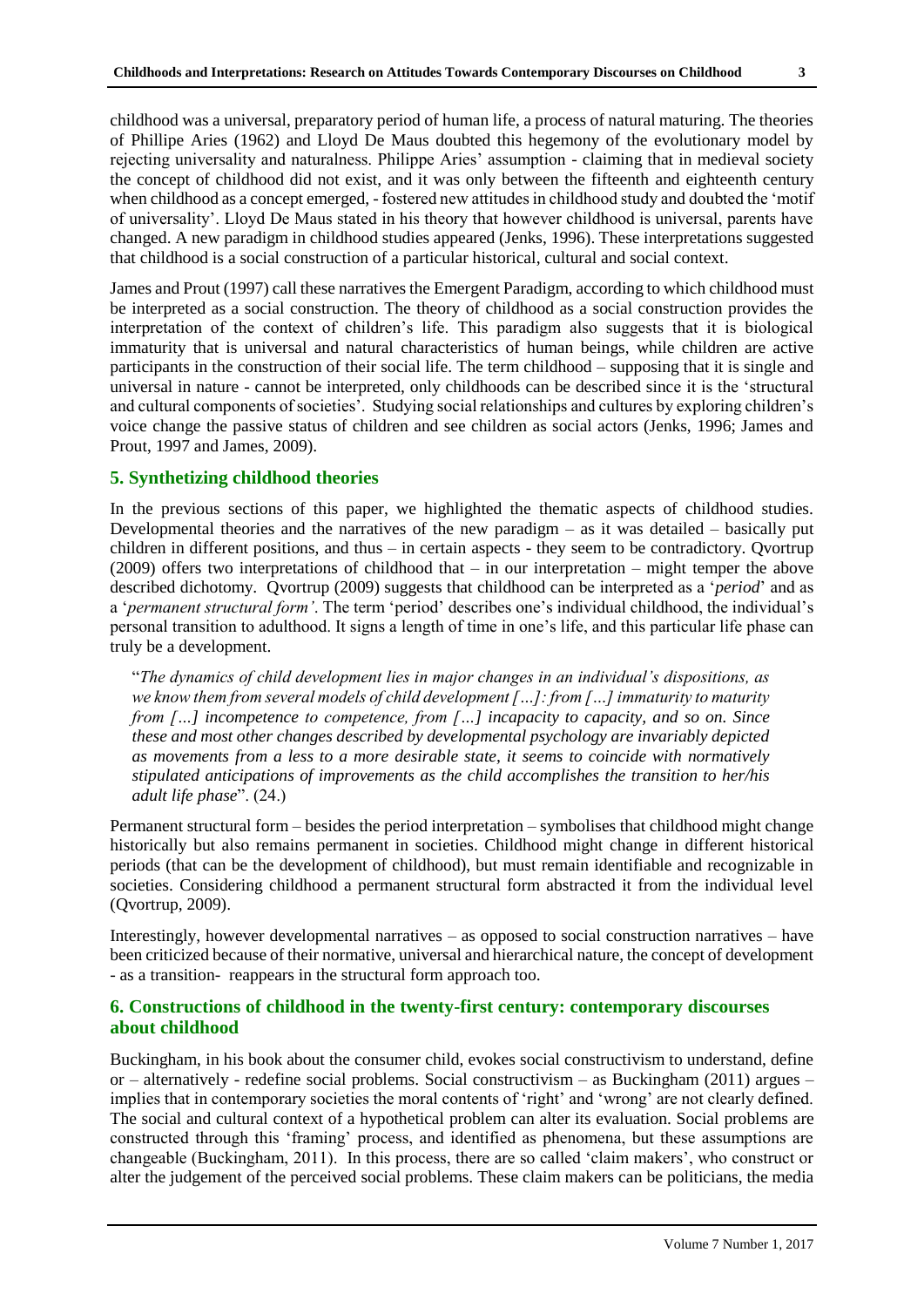childhood was a universal, preparatory period of human life, a process of natural maturing. The theories of Phillipe Aries (1962) and Lloyd De Maus doubted this hegemony of the evolutionary model by rejecting universality and naturalness. Philippe Aries' assumption - claiming that in medieval society the concept of childhood did not exist, and it was only between the fifteenth and eighteenth century when childhood as a concept emerged, - fostered new attitudes in childhood study and doubted the 'motif of universality'. Lloyd De Maus stated in his theory that however childhood is universal, parents have changed. A new paradigm in childhood studies appeared (Jenks, 1996). These interpretations suggested that childhood is a social construction of a particular historical, cultural and social context.

James and Prout (1997) call these narratives the Emergent Paradigm, according to which childhood must be interpreted as a social construction. The theory of childhood as a social construction provides the interpretation of the context of children's life. This paradigm also suggests that it is biological immaturity that is universal and natural characteristics of human beings, while children are active participants in the construction of their social life. The term childhood – supposing that it is single and universal in nature - cannot be interpreted, only childhoods can be described since it is the 'structural and cultural components of societies'. Studying social relationships and cultures by exploring children's voice change the passive status of children and see children as social actors (Jenks, 1996; James and Prout, 1997 and James, 2009).

## 5. Synthetizing childhood theories

In the previous sections of this paper, we highlighted the thematic aspects of childhood studies. Developmental theories and the narratives of the new paradigm – as it was detailed – basically put children in different positions, and thus – in certain aspects - they seem to be contradictory. Qvortrup (2009) offers two interpretations of childhood that – in our interpretation – might temper the above described dichotomy. Qvortrup (2009) suggests that childhood can be interpreted as a '*period*' and as a '*permanent structural form'*. The term 'period' describes one's individual childhood, the individual's personal transition to adulthood. It signs a length of time in one's life, and this particular life phase can truly be a development.

> "*The dynamics of child development lies in major changes in an individual's dispositions, as we know them from several models of child development […]: from […] immaturity to maturity from […] incompetence to competence, from […] incapacity to capacity, and so on. Since these and most other changes described by developmental psychology are invariably depicted as movements from a less to a more desirable state, it seems to coincide with normatively stipulated anticipations of improvements as the child accomplishes the transition to her/his adult life phase*". (24.)

Permanent structural form – besides the period interpretation – symbolises that childhood might change historically but also remains permanent in societies. Childhood might change in different historical periods (that can be the development of childhood), but must remain identifiable and recognizable in societies. Considering childhood a permanent structural form abstracted it from the individual level (Qvortrup, 2009).

Interestingly, however developmental narratives – as opposed to social construction narratives – have been criticized because of their normative, universal and hierarchical nature, the concept of development - as a transition- reappears in the structural form approach too.

## 6. Constructions of childhood in the twenty-first century: contemporary discourses about childhood

Buckingham, in his book about the consumer child, evokes social constructivism to understand, define or – alternatively - redefine social problems. Social constructivism – as Buckingham (2011) argues – implies that in contemporary societies the moral contents of 'right' and 'wrong' are not clearly defined. The social and cultural context of a hypothetical problem can alter its evaluation. Social problems are constructed through this 'framing' process, and identified as phenomena, but these assumptions are changeable (Buckingham, 2011). In this process, there are so called 'claim makers', who construct or alter the judgement of the perceived social problems. These claim makers can be politicians, the media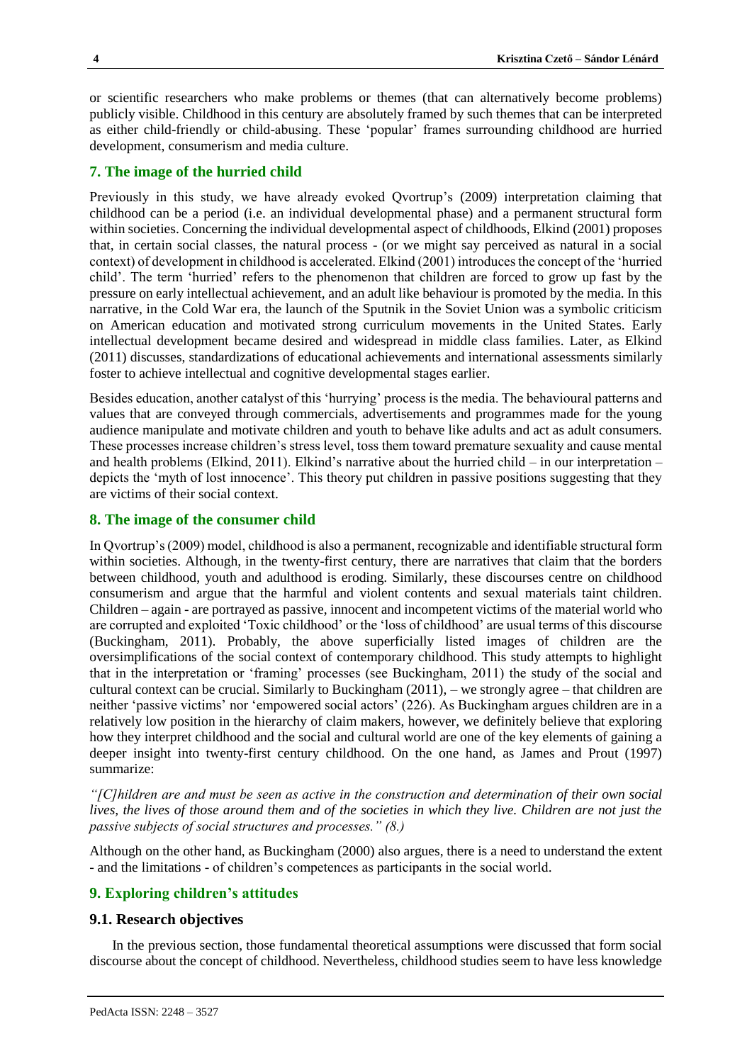or scientific researchers who make problems or themes (that can alternatively become problems) publicly visible. Childhood in this century are absolutely framed by such themes that can be interpreted as either child-friendly or child-abusing. These 'popular' frames surrounding childhood are hurried development, consumerism and media culture.

## 7. The image of the hurried child

Previously in this study, we have already evoked Qvortrup's (2009) interpretation claiming that childhood can be a period (i.e. an individual developmental phase) and a permanent structural form within societies. Concerning the individual developmental aspect of childhoods, Elkind (2001) proposes that, in certain social classes, the natural process - (or we might say perceived as natural in a social context) of development in childhood is accelerated. Elkind (2001) introduces the concept of the 'hurried child'. The term 'hurried' refers to the phenomenon that children are forced to grow up fast by the pressure on early intellectual achievement, and an adult like behaviour is promoted by the media. In this narrative, in the Cold War era, the launch of the Sputnik in the Soviet Union was a symbolic criticism on American education and motivated strong curriculum movements in the United States. Early intellectual development became desired and widespread in middle class families. Later, as Elkind (2011) discusses, standardizations of educational achievements and international assessments similarly foster to achieve intellectual and cognitive developmental stages earlier.

Besides education, another catalyst of this 'hurrying' process is the media. The behavioural patterns and values that are conveyed through commercials, advertisements and programmes made for the young audience manipulate and motivate children and youth to behave like adults and act as adult consumers. These processes increase children's stress level, toss them toward premature sexuality and cause mental and health problems (Elkind, 2011). Elkind's narrative about the hurried child – in our interpretation – depicts the 'myth of lost innocence'. This theory put children in passive positions suggesting that they are victims of their social context.

## 8. The image of the consumer child

In Qvortrup's (2009) model, childhood is also a permanent, recognizable and identifiable structural form within societies. Although, in the twenty-first century, there are narratives that claim that the borders between childhood, youth and adulthood is eroding. Similarly, these discourses centre on childhood consumerism and argue that the harmful and violent contents and sexual materials taint children. Children – again - are portrayed as passive, innocent and incompetent victims of the material world who are corrupted and exploited 'Toxic childhood' or the 'loss of childhood' are usual terms of this discourse (Buckingham, 2011). Probably, the above superficially listed images of children are the oversimplifications of the social context of contemporary childhood. This study attempts to highlight that in the interpretation or 'framing' processes (see Buckingham, 2011) the study of the social and cultural context can be crucial. Similarly to Buckingham (2011), – we strongly agree – that children are neither 'passive victims' nor 'empowered social actors' (226). As Buckingham argues children are in a relatively low position in the hierarchy of claim makers, however, we definitely believe that exploring how they interpret childhood and the social and cultural world are one of the key elements of gaining a deeper insight into twenty-first century childhood. On the one hand, as James and Prout (1997) summarize:

*"[C]hildren are and must be seen as active in the construction and determination of their own social lives, the lives of those around them and of the societies in which they live. Children are not just the passive subjects of social structures and processes." (8.)*

Although on the other hand, as Buckingham (2000) also argues, there is a need to understand the extent - and the limitations - of children's competences as participants in the social world.

## 9. Exploring children's attitudes

### 9.1. Research objectives

In the previous section, those fundamental theoretical assumptions were discussed that form social discourse about the concept of childhood. Nevertheless, childhood studies seem to have less knowledge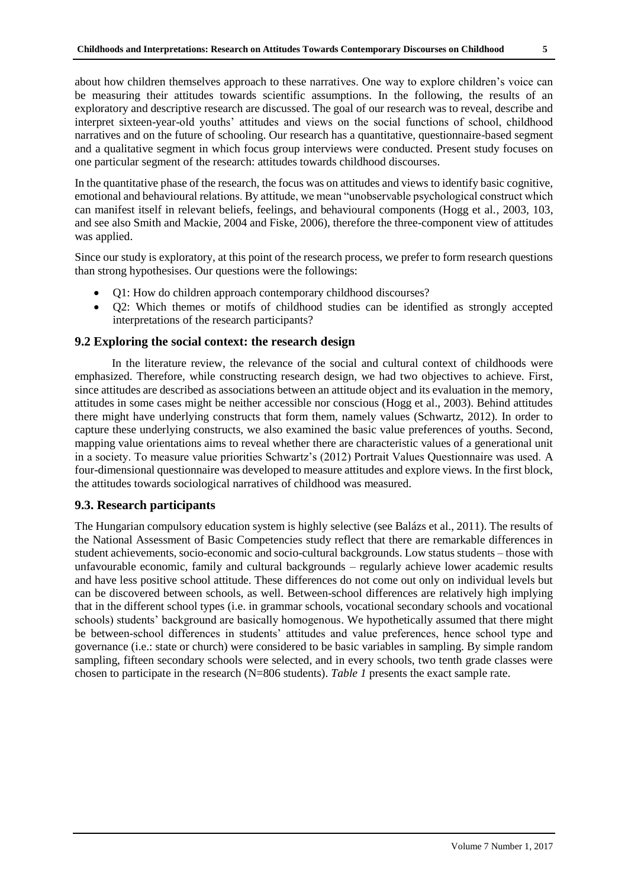about how children themselves approach to these narratives. One way to explore children's voice can be measuring their attitudes towards scientific assumptions. In the following, the results of an exploratory and descriptive research are discussed. The goal of our research was to reveal, describe and interpret sixteen-year-old youths' attitudes and views on the social functions of school, childhood narratives and on the future of schooling. Our research has a quantitative, questionnaire-based segment and a qualitative segment in which focus group interviews were conducted. Present study focuses on one particular segment of the research: attitudes towards childhood discourses.

In the quantitative phase of the research, the focus was on attitudes and views to identify basic cognitive, emotional and behavioural relations. By attitude, we mean "unobservable psychological construct which can manifest itself in relevant beliefs, feelings, and behavioural components (Hogg et al., 2003, 103, and see also Smith and Mackie, 2004 and Fiske, 2006), therefore the three-component view of attitudes was applied.

Since our study is exploratory, at this point of the research process, we prefer to form research questions than strong hypothesises. Our questions were the followings:

- Q1: How do children approach contemporary childhood discourses?
- Q2: Which themes or motifs of childhood studies can be identified as strongly accepted interpretations of the research participants?

## 9.2 Exploring the social context: the research design

In the literature review, the relevance of the social and cultural context of childhoods were emphasized. Therefore, while constructing research design, we had two objectives to achieve. First, since attitudes are described as associations between an attitude object and its evaluation in the memory, attitudes in some cases might be neither accessible nor conscious (Hogg et al., 2003). Behind attitudes there might have underlying constructs that form them, namely values (Schwartz, 2012). In order to capture these underlying constructs, we also examined the basic value preferences of youths. Second, mapping value orientations aims to reveal whether there are characteristic values of a generational unit in a society. To measure value priorities Schwartz's (2012) Portrait Values Questionnaire was used. A four-dimensional questionnaire was developed to measure attitudes and explore views. In the first block, the attitudes towards sociological narratives of childhood was measured.

## 9.3. Research participants

The Hungarian compulsory education system is highly selective (see Balázs et al., 2011). The results of the National Assessment of Basic Competencies study reflect that there are remarkable differences in student achievements, socio-economic and socio-cultural backgrounds. Low status students – those with unfavourable economic, family and cultural backgrounds – regularly achieve lower academic results and have less positive school attitude. These differences do not come out only on individual levels but can be discovered between schools, as well. Between-school differences are relatively high implying that in the different school types (i.e. in grammar schools, vocational secondary schools and vocational schools) students' background are basically homogenous. We hypothetically assumed that there might be between-school differences in students' attitudes and value preferences, hence school type and governance (i.e.: state or church) were considered to be basic variables in sampling. By simple random sampling, fifteen secondary schools were selected, and in every schools, two tenth grade classes were chosen to participate in the research (N=806 students). *Table 1* presents the exact sample rate.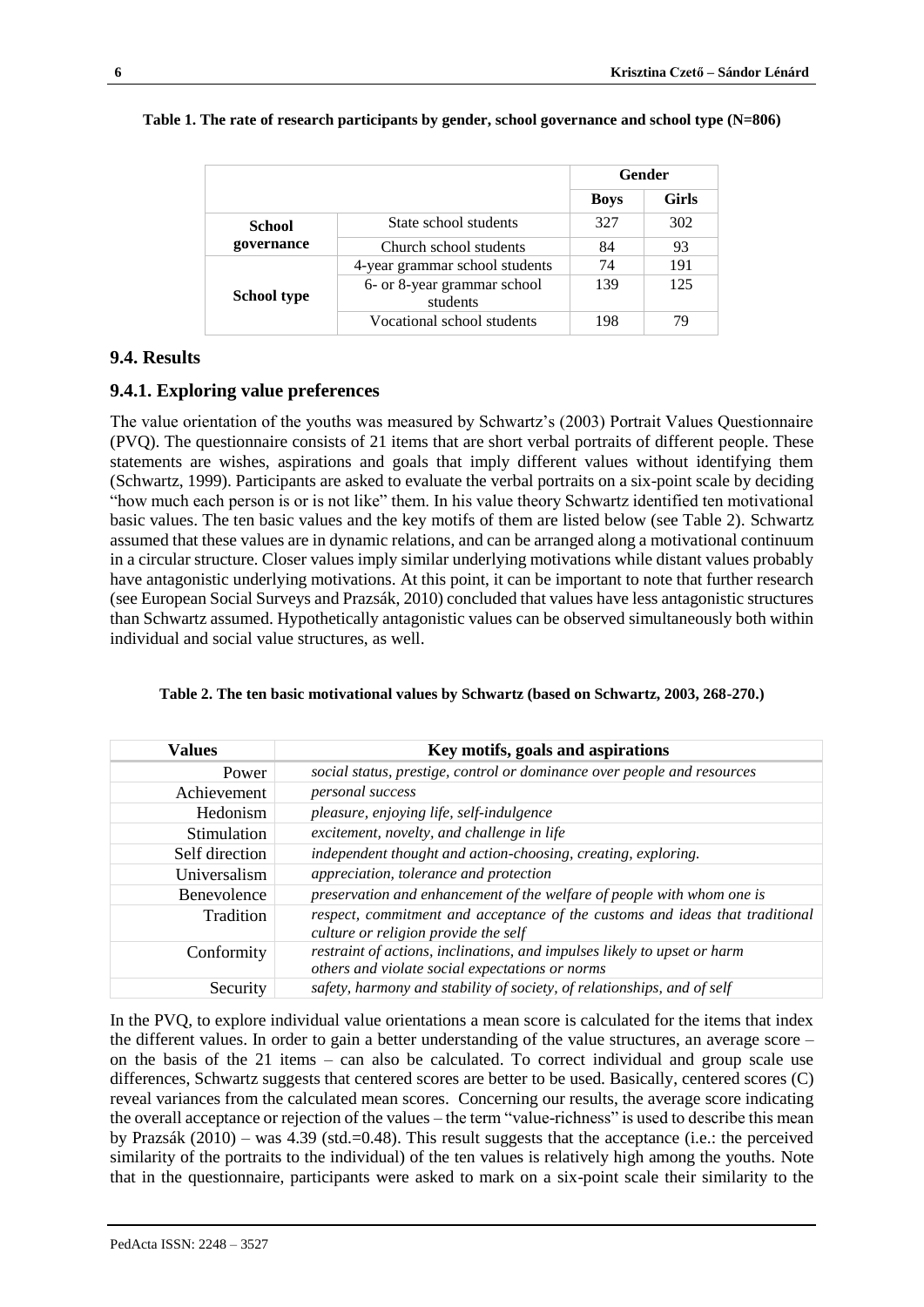**Table 1. The rate of research participants by gender, school governance and school type (N=806)**

| | | Gender | |
|---|---|---|---|
| | | **Boys** | **Girls** |
| **School governance** | State school students | 327 | 302 |
| | Church school students | 84 | 93 |
| **School type** | 4-year grammar school students | 74 | 191 |
| | 6- or 8-year grammar school students | 139 | 125 |
| | Vocational school students | 198 | 79 |

## 9.4. Results

### 9.4.1. Exploring value preferences

The value orientation of the youths was measured by Schwartz's (2003) Portrait Values Questionnaire (PVQ). The questionnaire consists of 21 items that are short verbal portraits of different people. These statements are wishes, aspirations and goals that imply different values without identifying them (Schwartz, 1999). Participants are asked to evaluate the verbal portraits on a six-point scale by deciding "how much each person is or is not like" them. In his value theory Schwartz identified ten motivational basic values. The ten basic values and the key motifs of them are listed below (see Table 2). Schwartz assumed that these values are in dynamic relations, and can be arranged along a motivational continuum in a circular structure. Closer values imply similar underlying motivations while distant values probably have antagonistic underlying motivations. At this point, it can be important to note that further research (see European Social Surveys and Prazsák, 2010) concluded that values have less antagonistic structures than Schwartz assumed. Hypothetically antagonistic values can be observed simultaneously both within individual and social value structures, as well.

**Table 2. The ten basic motivational values by Schwartz (based on Schwartz, 2003, 268-270.)**

| Values | Key motifs, goals and aspirations |
|---|---|
| Power | *social status, prestige, control or dominance over people and resources* |
| Achievement | *personal success* |
| Hedonism | *pleasure, enjoying life, self-indulgence* |
| Stimulation | *excitement, novelty, and challenge in life* |
| Self direction | *independent thought and action-choosing, creating, exploring.* |
| Universalism | *appreciation, tolerance and protection* |
| Benevolence | *preservation and enhancement of the welfare of people with whom one is* |
| Tradition | *respect, commitment and acceptance of the customs and ideas that traditional culture or religion provide the self* |
| Conformity | *restraint of actions, inclinations, and impulses likely to upset or harm others and violate social expectations or norms* |
| Security | *safety, harmony and stability of society, of relationships, and of self* |

In the PVQ, to explore individual value orientations a mean score is calculated for the items that index the different values. In order to gain a better understanding of the value structures, an average score – on the basis of the 21 items – can also be calculated. To correct individual and group scale use differences, Schwartz suggests that centered scores are better to be used. Basically, centered scores (C) reveal variances from the calculated mean scores. Concerning our results, the average score indicating the overall acceptance or rejection of the values – the term "value-richness" is used to describe this mean by Prazsák (2010) – was 4.39 (std.=0.48). This result suggests that the acceptance (i.e.: the perceived similarity of the portraits to the individual) of the ten values is relatively high among the youths. Note that in the questionnaire, participants were asked to mark on a six-point scale their similarity to the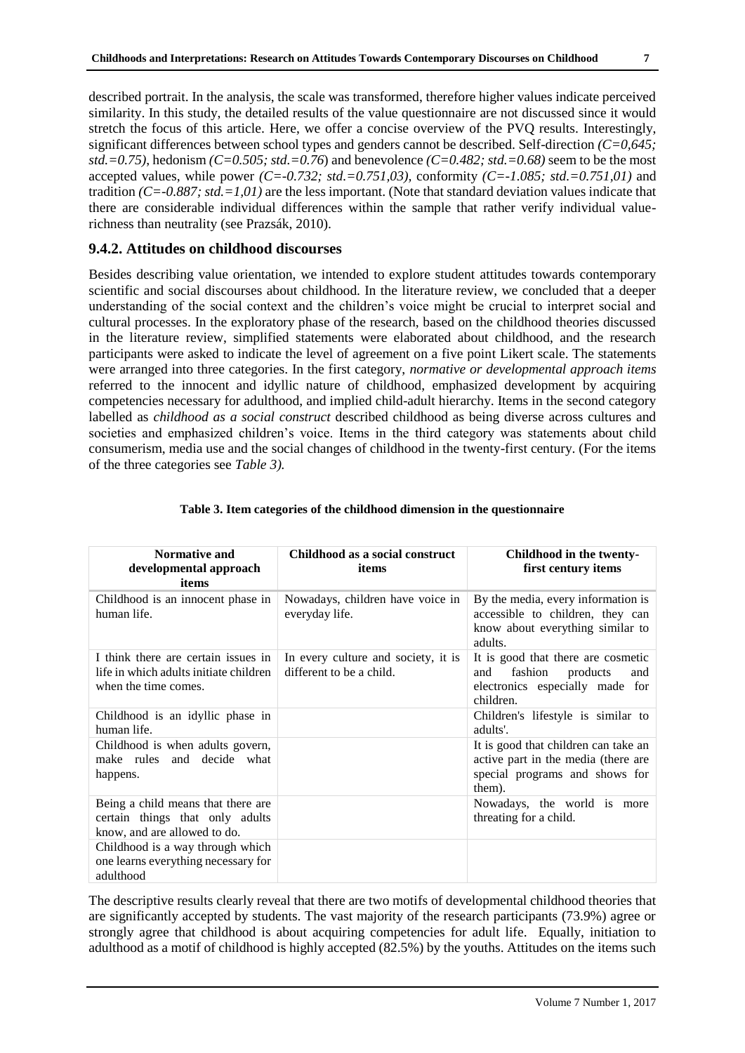described portrait. In the analysis, the scale was transformed, therefore higher values indicate perceived similarity. In this study, the detailed results of the value questionnaire are not discussed since it would stretch the focus of this article. Here, we offer a concise overview of the PVQ results. Interestingly, significant differences between school types and genders cannot be described. Self-direction *(C=0,645; std.=0.75)*, hedonism *(C=0.505; std.=0.76*) and benevolence *(C=0.482; std.=0.68)* seem to be the most accepted values, while power *(C=-0.732; std.=0.751,03),* conformity *(C=-1.085; std.=0.751,01)* and tradition *(C=-0.887; std.=1,01)* are the less important. (Note that standard deviation values indicate that there are considerable individual differences within the sample that rather verify individual value-richness than neutrality (see Prazsák, 2010).

### 9.4.2. Attitudes on childhood discourses

Besides describing value orientation, we intended to explore student attitudes towards contemporary scientific and social discourses about childhood. In the literature review, we concluded that a deeper understanding of the social context and the children's voice might be crucial to interpret social and cultural processes. In the exploratory phase of the research, based on the childhood theories discussed in the literature review, simplified statements were elaborated about childhood, and the research participants were asked to indicate the level of agreement on a five point Likert scale. The statements were arranged into three categories. In the first category, *normative or developmental approach items* referred to the innocent and idyllic nature of childhood, emphasized development by acquiring competencies necessary for adulthood, and implied child-adult hierarchy. Items in the second category labelled as *childhood as a social construct* described childhood as being diverse across cultures and societies and emphasized children's voice. Items in the third category was statements about child consumerism, media use and the social changes of childhood in the twenty-first century. (For the items of the three categories see *Table 3).*

**Table 3. Item categories of the childhood dimension in the questionnaire**

| Normative and developmental approach items | Childhood as a social construct items | Childhood in the twenty-first century items |
|---|---|---|
| Childhood is an innocent phase in human life. | Nowadays, children have voice in everyday life. | By the media, every information is accessible to children, they can know about everything similar to adults. |
| I think there are certain issues in life in which adults initiate children when the time comes. | In every culture and society, it is different to be a child. | It is good that there are cosmetic and fashion products and electronics especially made for children. |
| Childhood is an idyllic phase in human life. | | Children's lifestyle is similar to adults'. |
| Childhood is when adults govern, make rules and decide what happens. | | It is good that children can take an active part in the media (there are special programs and shows for them). |
| Being a child means that there are certain things that only adults know, and are allowed to do. | | Nowadays, the world is more threating for a child. |
| Childhood is a way through which one learns everything necessary for adulthood | | |

The descriptive results clearly reveal that there are two motifs of developmental childhood theories that are significantly accepted by students. The vast majority of the research participants (73.9%) agree or strongly agree that childhood is about acquiring competencies for adult life. Equally, initiation to adulthood as a motif of childhood is highly accepted (82.5%) by the youths. Attitudes on the items such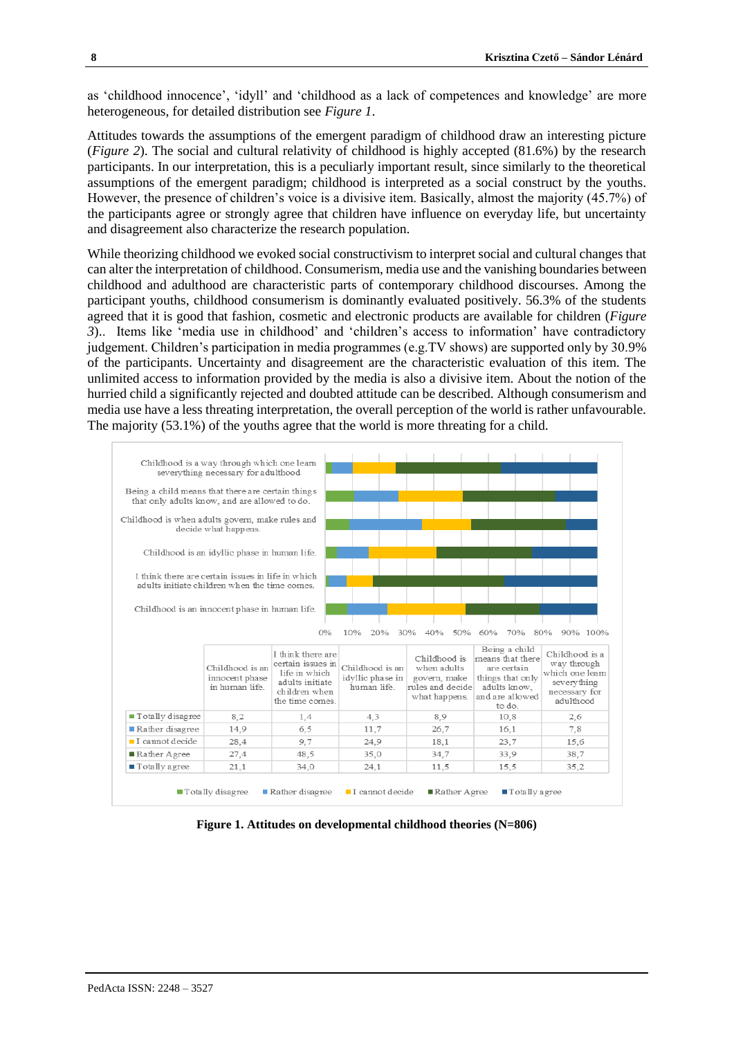as 'childhood innocence', 'idyll' and 'childhood as a lack of competences and knowledge' are more heterogeneous, for detailed distribution see *Figure 1*.

Attitudes towards the assumptions of the emergent paradigm of childhood draw an interesting picture (*Figure 2*). The social and cultural relativity of childhood is highly accepted (81.6%) by the research participants. In our interpretation, this is a peculiarly important result, since similarly to the theoretical assumptions of the emergent paradigm; childhood is interpreted as a social construct by the youths. However, the presence of children's voice is a divisive item. Basically, almost the majority (45.7%) of the participants agree or strongly agree that children have influence on everyday life, but uncertainty and disagreement also characterize the research population.

While theorizing childhood we evoked social constructivism to interpret social and cultural changes that can alter the interpretation of childhood. Consumerism, media use and the vanishing boundaries between childhood and adulthood are characteristic parts of contemporary childhood discourses. Among the participant youths, childhood consumerism is dominantly evaluated positively. 56.3% of the students agreed that it is good that fashion, cosmetic and electronic products are available for children (*Figure 3*).. Items like 'media use in childhood' and 'children's access to information' have contradictory judgement. Children's participation in media programmes (e.g.TV shows) are supported only by 30.9% of the participants. Uncertainty and disagreement are the characteristic evaluation of this item. The unlimited access to information provided by the media is also a divisive item. About the notion of the hurried child a significantly rejected and doubted attitude can be described. Although consumerism and media use have a less threating interpretation, the overall perception of the world is rather unfavourable. The majority (53.1%) of the youths agree that the world is more threating for a child.

| | Childhood is an innocent phase in human life. | I think there are certain issues in life in which adults initiate children when the time comes. | Childhood is an idyllic phase in human life. | Childhood is when adults govern, make rules and decide what happens. | Being a child means that there are certain things that only adults know, and are allowed to do. | Childhood is a way through which one learn severything necessary for adulthood |
|---|---|---|---|---|---|---|
| Totally disagree | 8,2 | 1,4 | 4,3 | 8,9 | 10,8 | 2,6 |
| Rather disagree | 14,9 | 6,5 | 11,7 | 26,7 | 16,1 | 7,8 |
| I cannot decide | 28,4 | 9,7 | 24,9 | 18,1 | 23,7 | 15,6 |
| Rather Agree | 27,4 | 48,5 | 35,0 | 34,7 | 33,9 | 38,7 |
| Totally agree | 21,1 | 34,0 | 24,1 | 11,5 | 15,5 | 35,2 |

**Figure 1. Attitudes on developmental childhood theories (N=806)**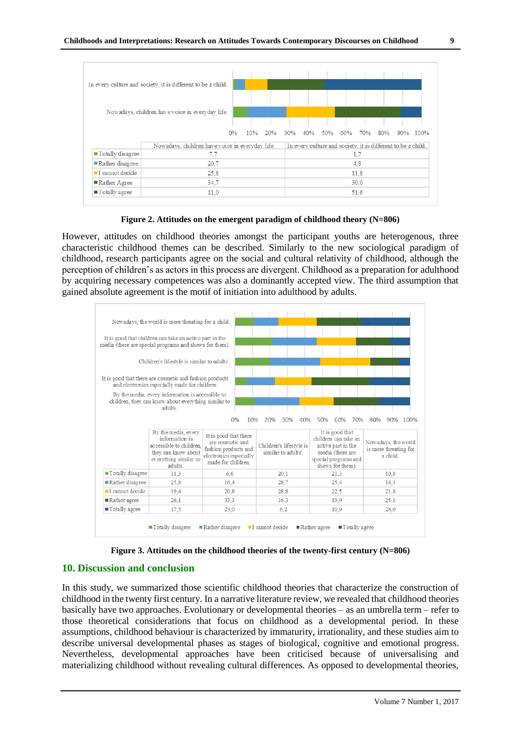| | Nowadays, children have voice in everyday life. | In every culture and society, it is different to be a child. |
|---|---|---|
| Totally disagree | 7,7 | 1,7 |
| Rather disagree | 20,7 | 4,8 |
| I cannot decide | 25,8 | 11,8 |
| Rather Agree | 34,7 | 30,0 |
| Totally agree | 11,0 | 51,6 |

**Figure 2. Attitudes on the emergent paradigm of childhood theory (N=806)**

However, attitudes on childhood theories amongst the participant youths are heterogenous, three characteristic childhood themes can be described. Similarly to the new sociological paradigm of childhood, research participants agree on the social and cultural relativity of childhood, although the perception of children's as actors in this process are divergent. Childhood as a preparation for adulthood by acquiring necessary competences was also a dominantly accepted view. The third assumption that gained absolute agreement is the motif of initiation into adulthood by adults.

| | By the media, every information is accessible to children, they can know about everything similar to adults. | It is good that there are cosmetic and fashion products and electronics especially made for children. | Children's lifestyle is similar to adults'. | It is good that children can take an active part in the media (there are special programs and shows for them). | Nowadays, the world is more threating for a child. |
|---|---|---|---|---|---|
| Totally disagree | 11,3 | 6,6 | 20,1 | 21,3 | 10,8 |
| Rather disagree | 25,8 | 16,4 | 28,7 | 25,4 | 14,3 |
| I cannot decide | 19,4 | 20,8 | 28,8 | 22,5 | 21,8 |
| Rather agree | 26,1 | 33,3 | 16,3 | 19,9 | 25,1 |
| Totally agree | 17,5 | 23,0 | 6,2 | 10,9 | 28,0 |

**Figure 3. Attitudes on the childhood theories of the twenty-first century (N=806)**

## 10. Discussion and conclusion

In this study, we summarized those scientific childhood theories that characterize the construction of childhood in the twenty first century. In a narrative literature review, we revealed that childhood theories basically have two approaches. Evolutionary or developmental theories – as an umbrella term – refer to those theoretical considerations that focus on childhood as a developmental period. In these assumptions, childhood behaviour is characterized by immaturity, irrationality, and these studies aim to describe universal developmental phases as stages of biological, cognitive and emotional progress. Nevertheless, developmental approaches have been criticised because of universalising and materializing childhood without revealing cultural differences. As opposed to developmental theories,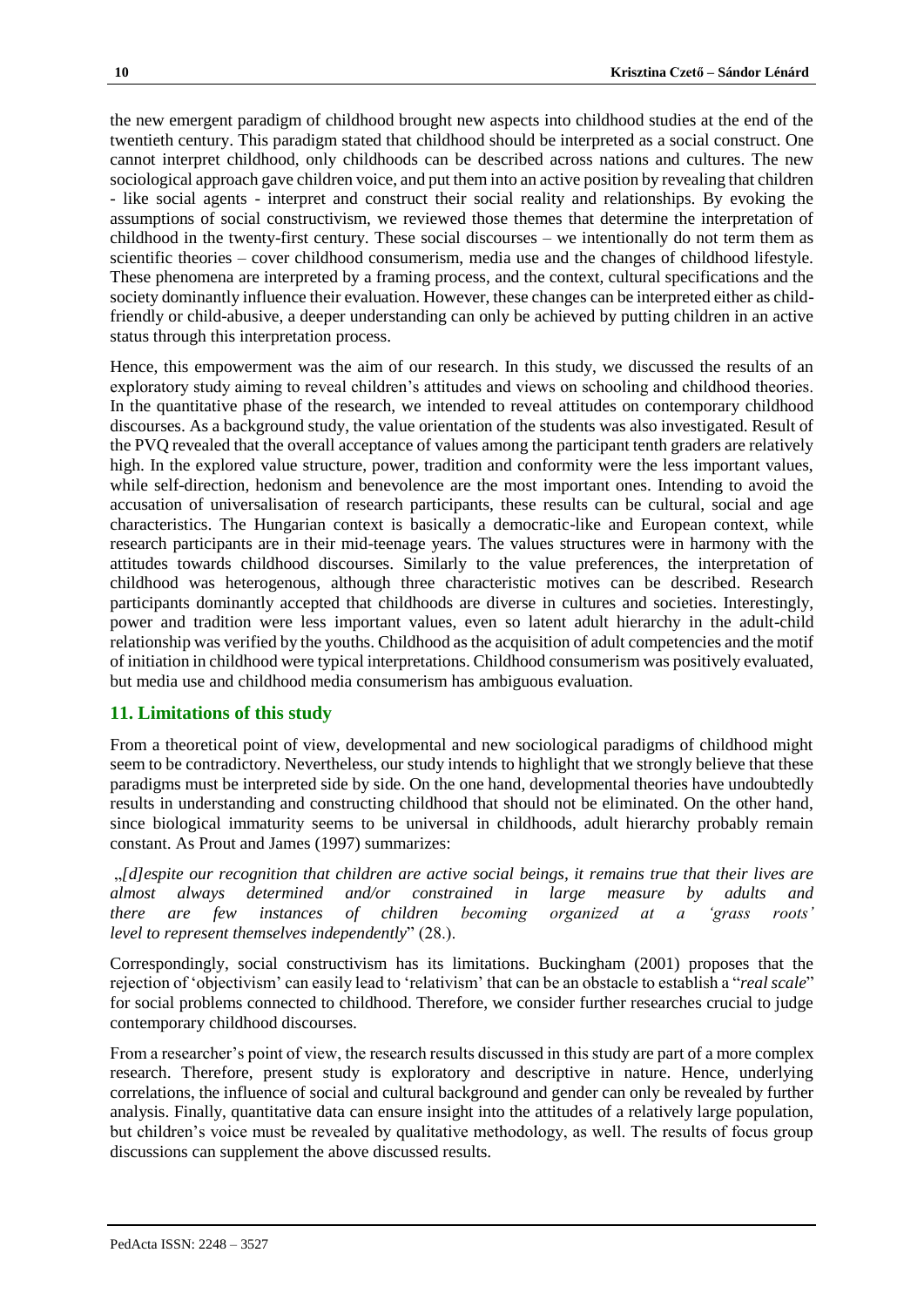the new emergent paradigm of childhood brought new aspects into childhood studies at the end of the twentieth century. This paradigm stated that childhood should be interpreted as a social construct. One cannot interpret childhood, only childhoods can be described across nations and cultures. The new sociological approach gave children voice, and put them into an active position by revealing that children - like social agents - interpret and construct their social reality and relationships. By evoking the assumptions of social constructivism, we reviewed those themes that determine the interpretation of childhood in the twenty-first century. These social discourses – we intentionally do not term them as scientific theories – cover childhood consumerism, media use and the changes of childhood lifestyle. These phenomena are interpreted by a framing process, and the context, cultural specifications and the society dominantly influence their evaluation. However, these changes can be interpreted either as child-friendly or child-abusive, a deeper understanding can only be achieved by putting children in an active status through this interpretation process.

Hence, this empowerment was the aim of our research. In this study, we discussed the results of an exploratory study aiming to reveal children's attitudes and views on schooling and childhood theories. In the quantitative phase of the research, we intended to reveal attitudes on contemporary childhood discourses. As a background study, the value orientation of the students was also investigated. Result of the PVQ revealed that the overall acceptance of values among the participant tenth graders are relatively high. In the explored value structure, power, tradition and conformity were the less important values, while self-direction, hedonism and benevolence are the most important ones. Intending to avoid the accusation of universalisation of research participants, these results can be cultural, social and age characteristics. The Hungarian context is basically a democratic-like and European context, while research participants are in their mid-teenage years. The values structures were in harmony with the attitudes towards childhood discourses. Similarly to the value preferences, the interpretation of childhood was heterogenous, although three characteristic motives can be described. Research participants dominantly accepted that childhoods are diverse in cultures and societies. Interestingly, power and tradition were less important values, even so latent adult hierarchy in the adult-child relationship was verified by the youths. Childhood as the acquisition of adult competencies and the motif of initiation in childhood were typical interpretations. Childhood consumerism was positively evaluated, but media use and childhood media consumerism has ambiguous evaluation.

## 11. Limitations of this study

From a theoretical point of view, developmental and new sociological paradigms of childhood might seem to be contradictory. Nevertheless, our study intends to highlight that we strongly believe that these paradigms must be interpreted side by side. On the one hand, developmental theories have undoubtedly results in understanding and constructing childhood that should not be eliminated. On the other hand, since biological immaturity seems to be universal in childhoods, adult hierarchy probably remain constant. As Prout and James (1997) summarizes:

„*[d]espite our recognition that children are active social beings, it remains true that their lives are almost always determined and/or constrained in large measure by adults and there are few instances of children becoming organized at a 'grass roots' level to represent themselves independently*" (28.).

Correspondingly, social constructivism has its limitations. Buckingham (2001) proposes that the rejection of 'objectivism' can easily lead to 'relativism' that can be an obstacle to establish a "*real scale*" for social problems connected to childhood. Therefore, we consider further researches crucial to judge contemporary childhood discourses.

From a researcher's point of view, the research results discussed in this study are part of a more complex research. Therefore, present study is exploratory and descriptive in nature. Hence, underlying correlations, the influence of social and cultural background and gender can only be revealed by further analysis. Finally, quantitative data can ensure insight into the attitudes of a relatively large population, but children's voice must be revealed by qualitative methodology, as well. The results of focus group discussions can supplement the above discussed results.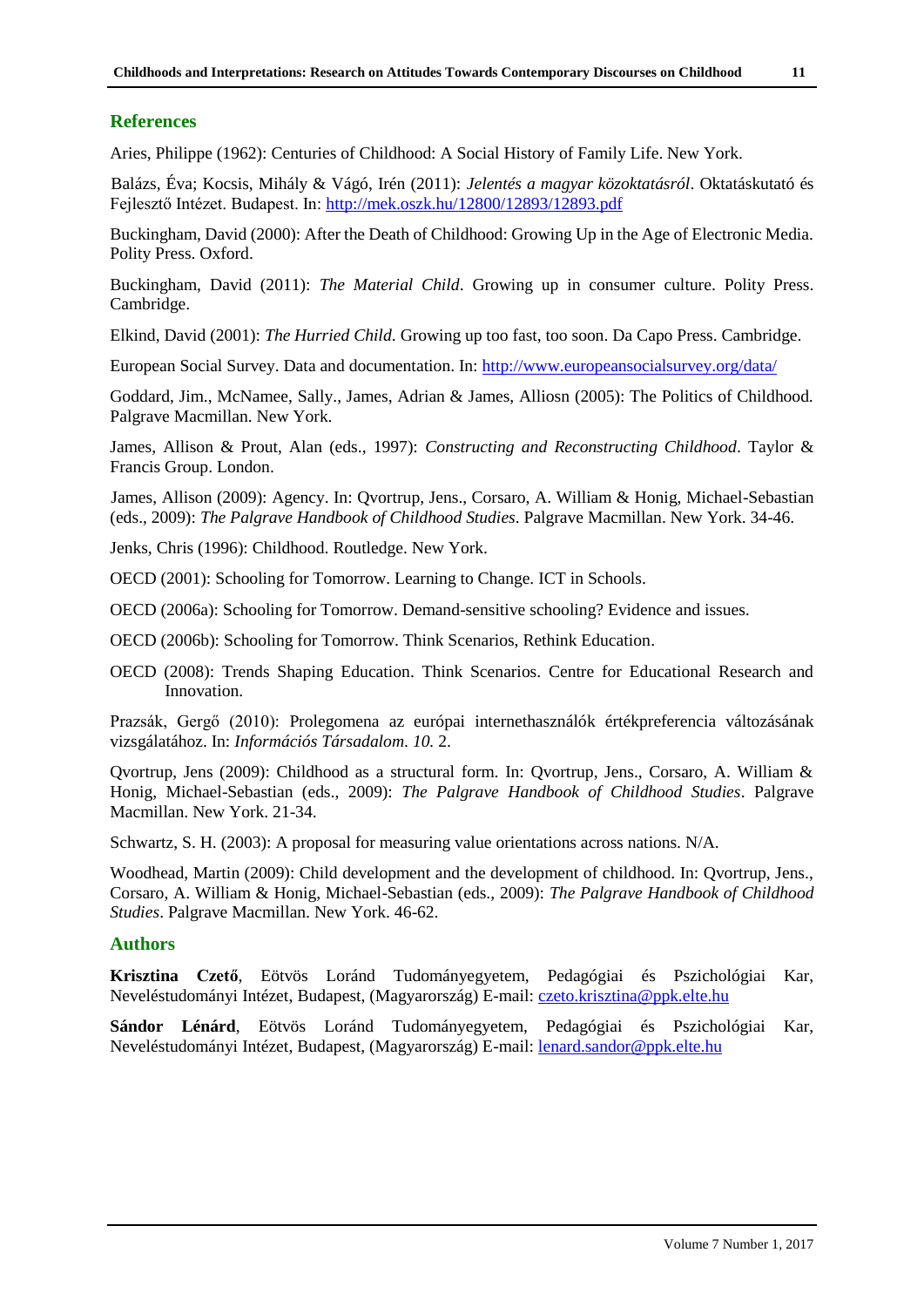## References

Aries, Philippe (1962): Centuries of Childhood: A Social History of Family Life. New York.

Balázs, Éva; Kocsis, Mihály & Vágó, Irén (2011): *Jelentés a magyar közoktatásról*. Oktatáskutató és Fejlesztő Intézet. Budapest. In: http://mek.oszk.hu/12800/12893/12893.pdf

Buckingham, David (2000): After the Death of Childhood: Growing Up in the Age of Electronic Media. Polity Press. Oxford.

Buckingham, David (2011): *The Material Child*. Growing up in consumer culture. Polity Press. Cambridge.

Elkind, David (2001): *The Hurried Child*. Growing up too fast, too soon. Da Capo Press. Cambridge.

European Social Survey. Data and documentation. In: http://www.europeansocialsurvey.org/data/

Goddard, Jim., McNamee, Sally., James, Adrian & James, Alliosn (2005): The Politics of Childhood. Palgrave Macmillan. New York.

James, Allison & Prout, Alan (eds., 1997): *Constructing and Reconstructing Childhood*. Taylor & Francis Group. London.

James, Allison (2009): Agency. In: Qvortrup, Jens., Corsaro, A. William & Honig, Michael-Sebastian (eds., 2009): *The Palgrave Handbook of Childhood Studies*. Palgrave Macmillan. New York. 34-46.

Jenks, Chris (1996): Childhood. Routledge. New York.

OECD (2001): Schooling for Tomorrow. Learning to Change. ICT in Schools.

OECD (2006a): Schooling for Tomorrow. Demand-sensitive schooling? Evidence and issues.

OECD (2006b): Schooling for Tomorrow. Think Scenarios, Rethink Education.

OECD (2008): Trends Shaping Education. Think Scenarios. Centre for Educational Research and Innovation.

Prazsák, Gergő (2010): Prolegomena az európai internethasználók értékpreferencia változásának vizsgálatához. In: *Információs Társadalom. 10.* 2.

Qvortrup, Jens (2009): Childhood as a structural form. In: Qvortrup, Jens., Corsaro, A. William & Honig, Michael-Sebastian (eds., 2009): *The Palgrave Handbook of Childhood Studies*. Palgrave Macmillan. New York. 21-34.

Schwartz, S. H. (2003): A proposal for measuring value orientations across nations. N/A.

Woodhead, Martin (2009): Child development and the development of childhood. In: Qvortrup, Jens., Corsaro, A. William & Honig, Michael-Sebastian (eds., 2009): *The Palgrave Handbook of Childhood Studies*. Palgrave Macmillan. New York. 46-62.

## Authors

**Krisztina Czető**, Eötvös Loránd Tudományegyetem, Pedagógiai és Pszichológiai Kar, Neveléstudományi Intézet, Budapest, (Magyarország) E-mail: czeto.krisztina@ppk.elte.hu

**Sándor Lénárd**, Eötvös Loránd Tudományegyetem, Pedagógiai és Pszichológiai Kar, Neveléstudományi Intézet, Budapest, (Magyarország) E-mail: lenard.sandor@ppk.elte.hu